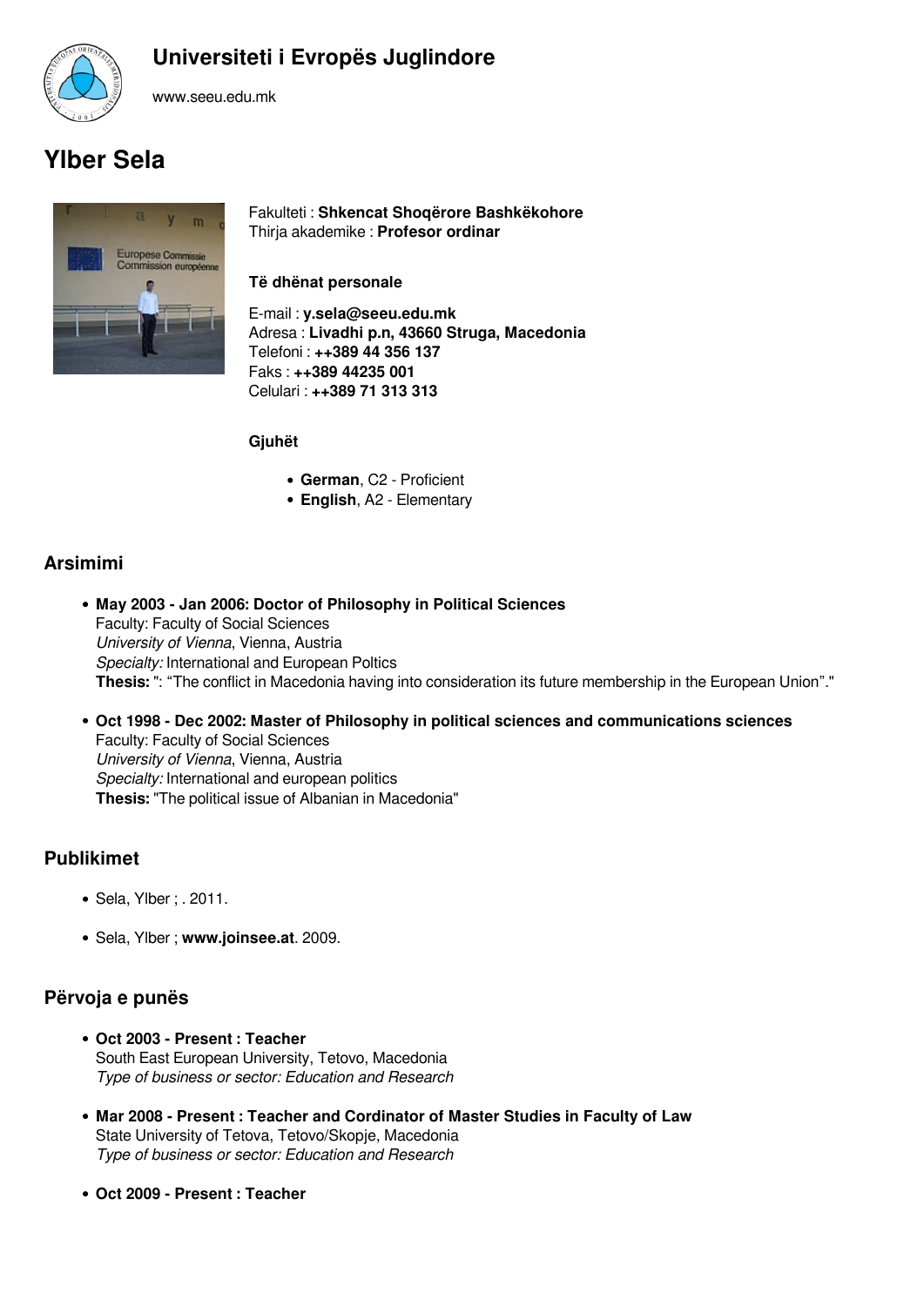## Universiteti i Evropës Juglindore

www.seeu.edu.mk

# Ylber Sela

Fakulteti : **Shkencat Shoqërore Bashkëkohore**
Thirja akademike : **Profesor ordinar**

**Të dhënat personale**

E-mail : **y.sela@seeu.edu.mk**
Adresa : **Livadhi p.n, 43660 Struga, Macedonia**
Telefoni : **++389 44 356 137**
Faks : **++389 44235 001**
Celulari : **++389 71 313 313**

**Gjuhët**

- **German**, C2 - Proficient
- **English**, A2 - Elementary

## Arsimimi

- **May 2003 - Jan 2006: Doctor of Philosophy in Political Sciences**
  Faculty: Faculty of Social Sciences
  *University of Vienna*, Vienna, Austria
  *Specialty:* International and European Poltics
  **Thesis:** ": "The conflict in Macedonia having into consideration its future membership in the European Union"."

- **Oct 1998 - Dec 2002: Master of Philosophy in political sciences and communications sciences**
  Faculty: Faculty of Social Sciences
  *University of Vienna*, Vienna, Austria
  *Specialty:* International and european politics
  **Thesis:** "The political issue of Albanian in Macedonia"

## Publikimet

- Sela, Ylber ; . 2011.
- Sela, Ylber ; **www.joinsee.at**. 2009.

## Përvoja e punës

- **Oct 2003 - Present : Teacher**
  South East European University, Tetovo, Macedonia
  *Type of business or sector: Education and Research*

- **Mar 2008 - Present : Teacher and Cordinator of Master Studies in Faculty of Law**
  State University of Tetova, Tetovo/Skopje, Macedonia
  *Type of business or sector: Education and Research*

- **Oct 2009 - Present : Teacher**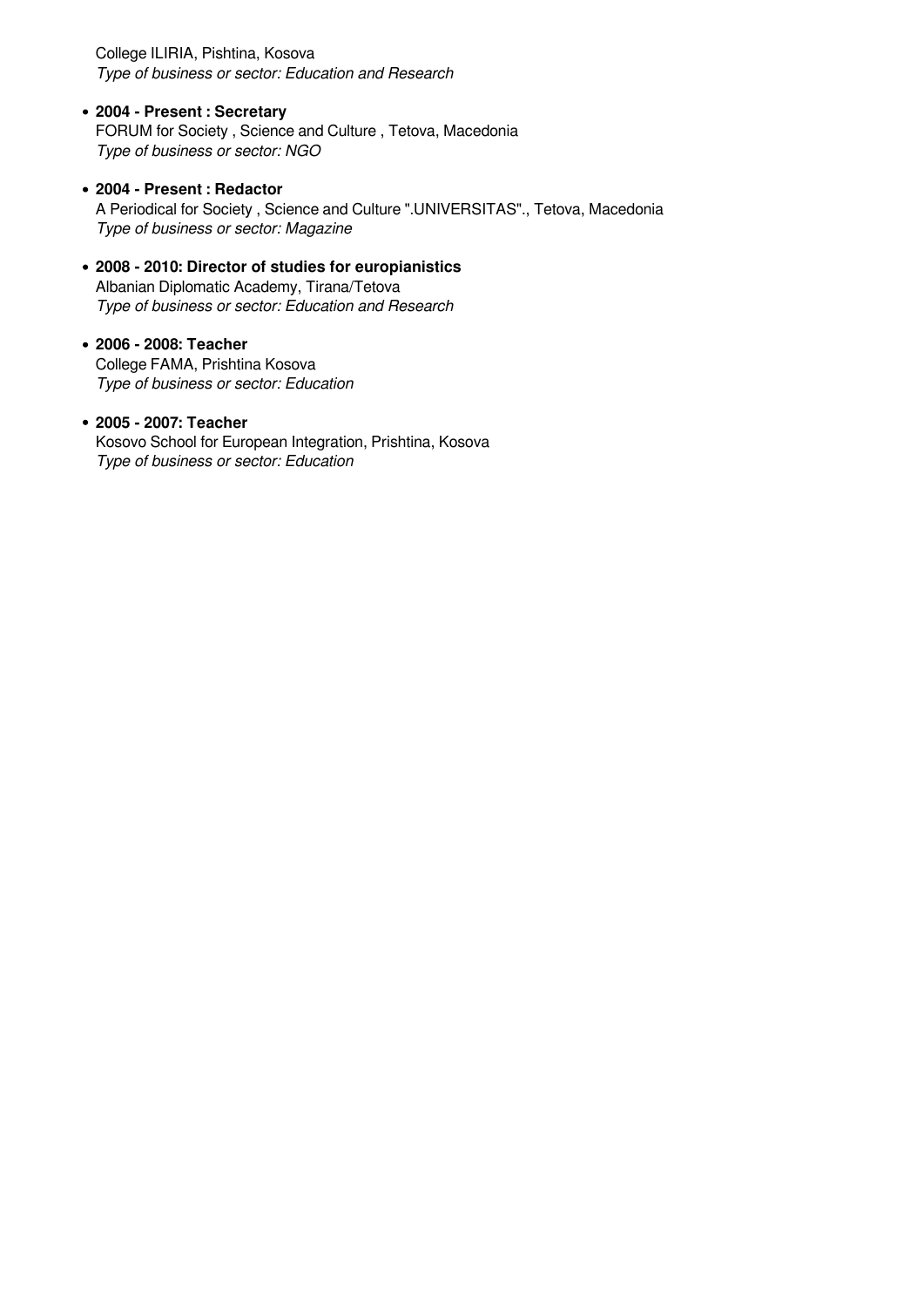College ILIRIA, Pishtina, Kosova
*Type of business or sector: Education and Research*

- **2004 - Present : Secretary**
  FORUM for Society , Science and Culture , Tetova, Macedonia
  *Type of business or sector: NGO*

- **2004 - Present : Redactor**
  A Periodical for Society , Science and Culture ".UNIVERSITAS"., Tetova, Macedonia
  *Type of business or sector: Magazine*

- **2008 - 2010: Director of studies for europianistics**
  Albanian Diplomatic Academy, Tirana/Tetova
  *Type of business or sector: Education and Research*

- **2006 - 2008: Teacher**
  College FAMA, Prishtina Kosova
  *Type of business or sector: Education*

- **2005 - 2007: Teacher**
  Kosovo School for European Integration, Prishtina, Kosova
  *Type of business or sector: Education*